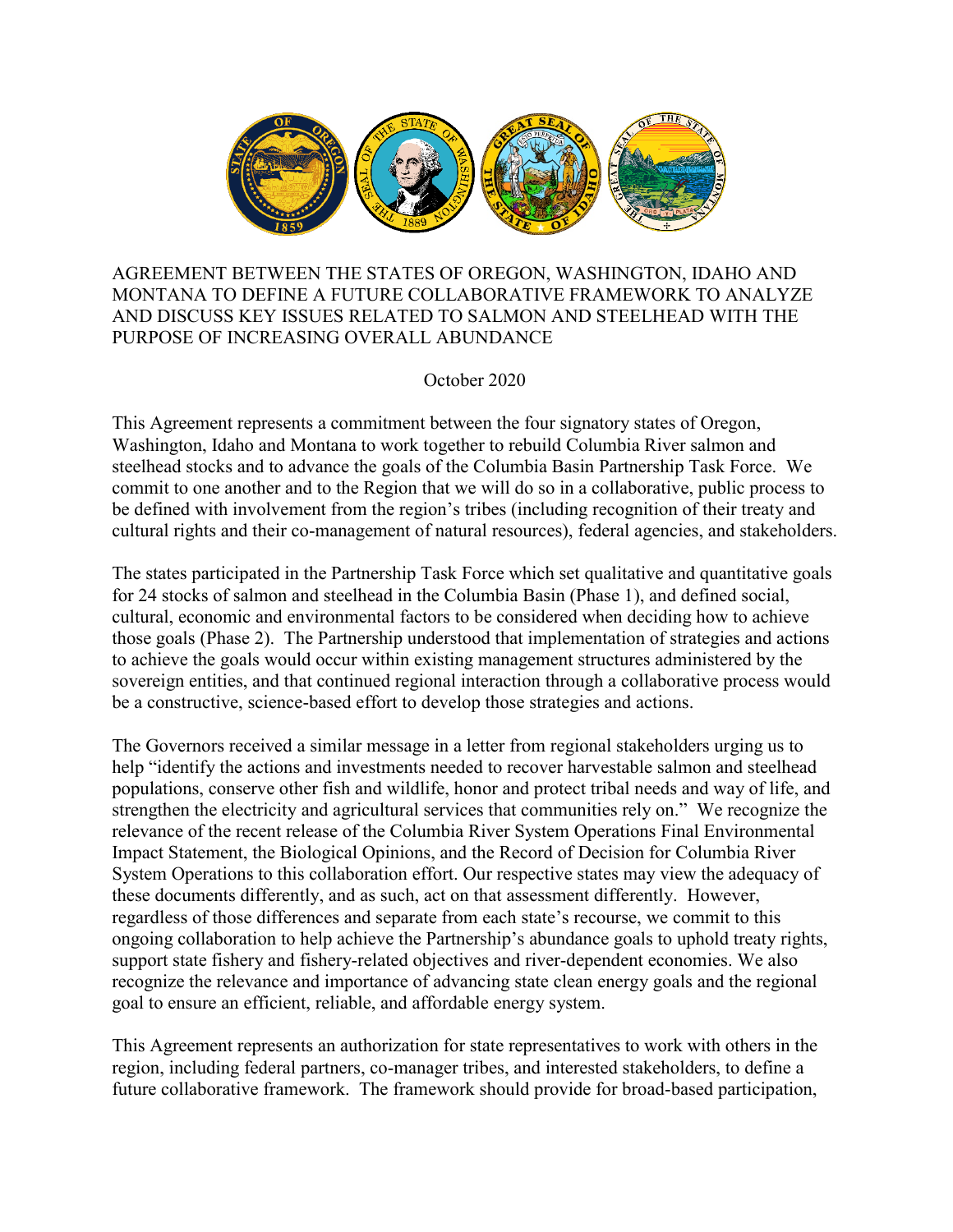# AGREEMENT BETWEEN THE STATES OF OREGON, WASHINGTON, IDAHO AND MONTANA TO DEFINE A FUTURE COLLABORATIVE FRAMEWORK TO ANALYZE AND DISCUSS KEY ISSUES RELATED TO SALMON AND STEELHEAD WITH THE PURPOSE OF INCREASING OVERALL ABUNDANCE

October 2020

This Agreement represents a commitment between the four signatory states of Oregon, Washington, Idaho and Montana to work together to rebuild Columbia River salmon and steelhead stocks and to advance the goals of the Columbia Basin Partnership Task Force. We commit to one another and to the Region that we will do so in a collaborative, public process to be defined with involvement from the region's tribes (including recognition of their treaty and cultural rights and their co-management of natural resources), federal agencies, and stakeholders.

The states participated in the Partnership Task Force which set qualitative and quantitative goals for 24 stocks of salmon and steelhead in the Columbia Basin (Phase 1), and defined social, cultural, economic and environmental factors to be considered when deciding how to achieve those goals (Phase 2). The Partnership understood that implementation of strategies and actions to achieve the goals would occur within existing management structures administered by the sovereign entities, and that continued regional interaction through a collaborative process would be a constructive, science-based effort to develop those strategies and actions.

The Governors received a similar message in a letter from regional stakeholders urging us to help "identify the actions and investments needed to recover harvestable salmon and steelhead populations, conserve other fish and wildlife, honor and protect tribal needs and way of life, and strengthen the electricity and agricultural services that communities rely on." We recognize the relevance of the recent release of the Columbia River System Operations Final Environmental Impact Statement, the Biological Opinions, and the Record of Decision for Columbia River System Operations to this collaboration effort. Our respective states may view the adequacy of these documents differently, and as such, act on that assessment differently. However, regardless of those differences and separate from each state's recourse, we commit to this ongoing collaboration to help achieve the Partnership's abundance goals to uphold treaty rights, support state fishery and fishery-related objectives and river-dependent economies. We also recognize the relevance and importance of advancing state clean energy goals and the regional goal to ensure an efficient, reliable, and affordable energy system.

This Agreement represents an authorization for state representatives to work with others in the region, including federal partners, co-manager tribes, and interested stakeholders, to define a future collaborative framework. The framework should provide for broad-based participation,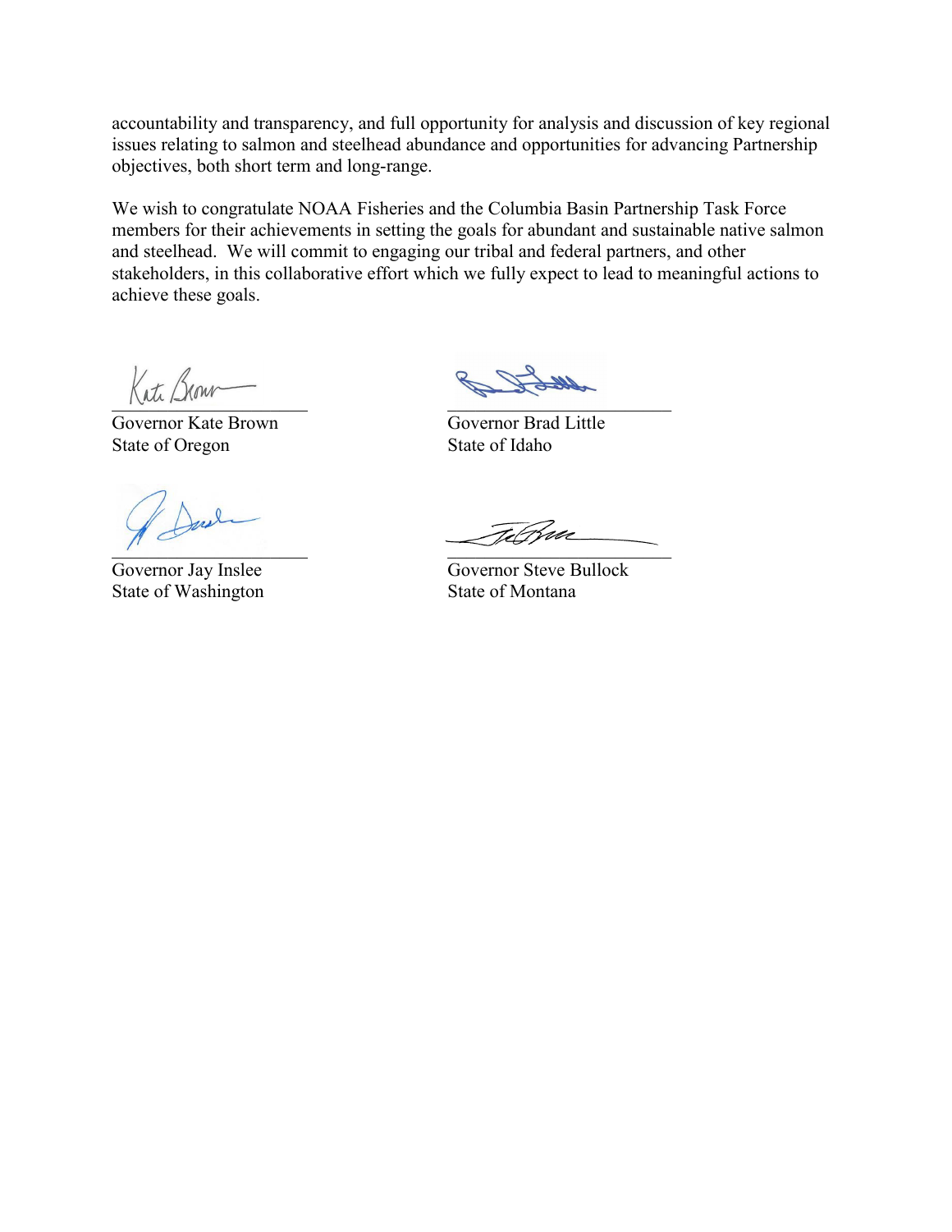accountability and transparency, and full opportunity for analysis and discussion of key regional issues relating to salmon and steelhead abundance and opportunities for advancing Partnership objectives, both short term and long-range.

We wish to congratulate NOAA Fisheries and the Columbia Basin Partnership Task Force members for their achievements in setting the goals for abundant and sustainable native salmon and steelhead. We will commit to engaging our tribal and federal partners, and other stakeholders, in this collaborative effort which we fully expect to lead to meaningful actions to achieve these goals.

Governor Kate Brown
State of Oregon

Governor Brad Little
State of Idaho

Governor Jay Inslee
State of Washington

Governor Steve Bullock
State of Montana